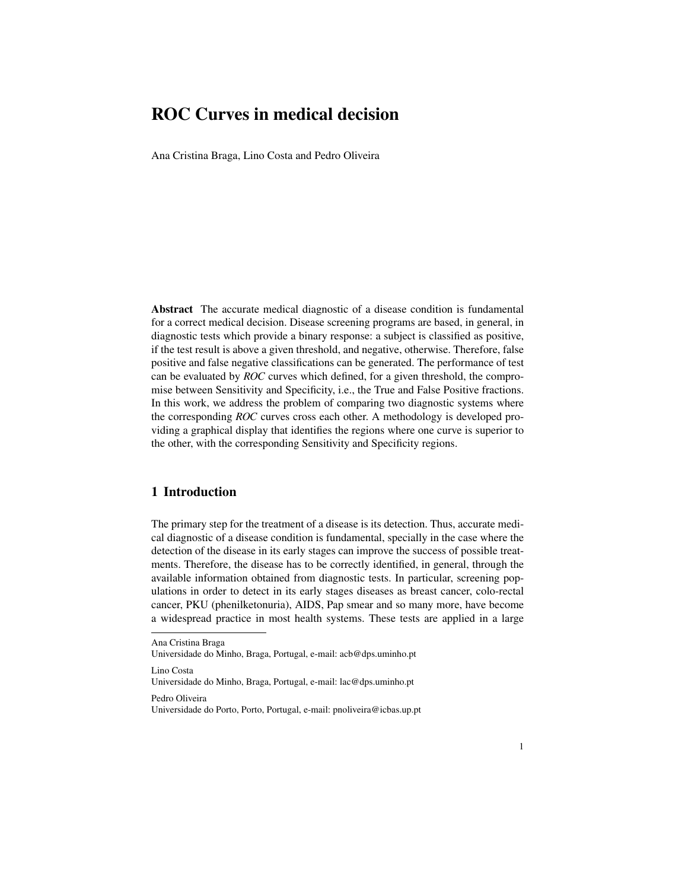# ROC Curves in medical decision

Ana Cristina Braga, Lino Costa and Pedro Oliveira

**Abstract** The accurate medical diagnostic of a disease condition is fundamental for a correct medical decision. Disease screening programs are based, in general, in diagnostic tests which provide a binary response: a subject is classified as positive, if the test result is above a given threshold, and negative, otherwise. Therefore, false positive and false negative classifications can be generated. The performance of test can be evaluated by *ROC* curves which defined, for a given threshold, the compromise between Sensitivity and Specificity, i.e., the True and False Positive fractions. In this work, we address the problem of comparing two diagnostic systems where the corresponding *ROC* curves cross each other. A methodology is developed providing a graphical display that identifies the regions where one curve is superior to the other, with the corresponding Sensitivity and Specificity regions.

## 1 Introduction

The primary step for the treatment of a disease is its detection. Thus, accurate medical diagnostic of a disease condition is fundamental, specially in the case where the detection of the disease in its early stages can improve the success of possible treatments. Therefore, the disease has to be correctly identified, in general, through the available information obtained from diagnostic tests. In particular, screening populations in order to detect in its early stages diseases as breast cancer, colo-rectal cancer, PKU (phenilketonuria), AIDS, Pap smear and so many more, have become a widespread practice in most health systems. These tests are applied in a large

---

Ana Cristina Braga
Universidade do Minho, Braga, Portugal, e-mail: acb@dps.uminho.pt

Lino Costa
Universidade do Minho, Braga, Portugal, e-mail: lac@dps.uminho.pt

Pedro Oliveira
Universidade do Porto, Porto, Portugal, e-mail: pnoliveira@icbas.up.pt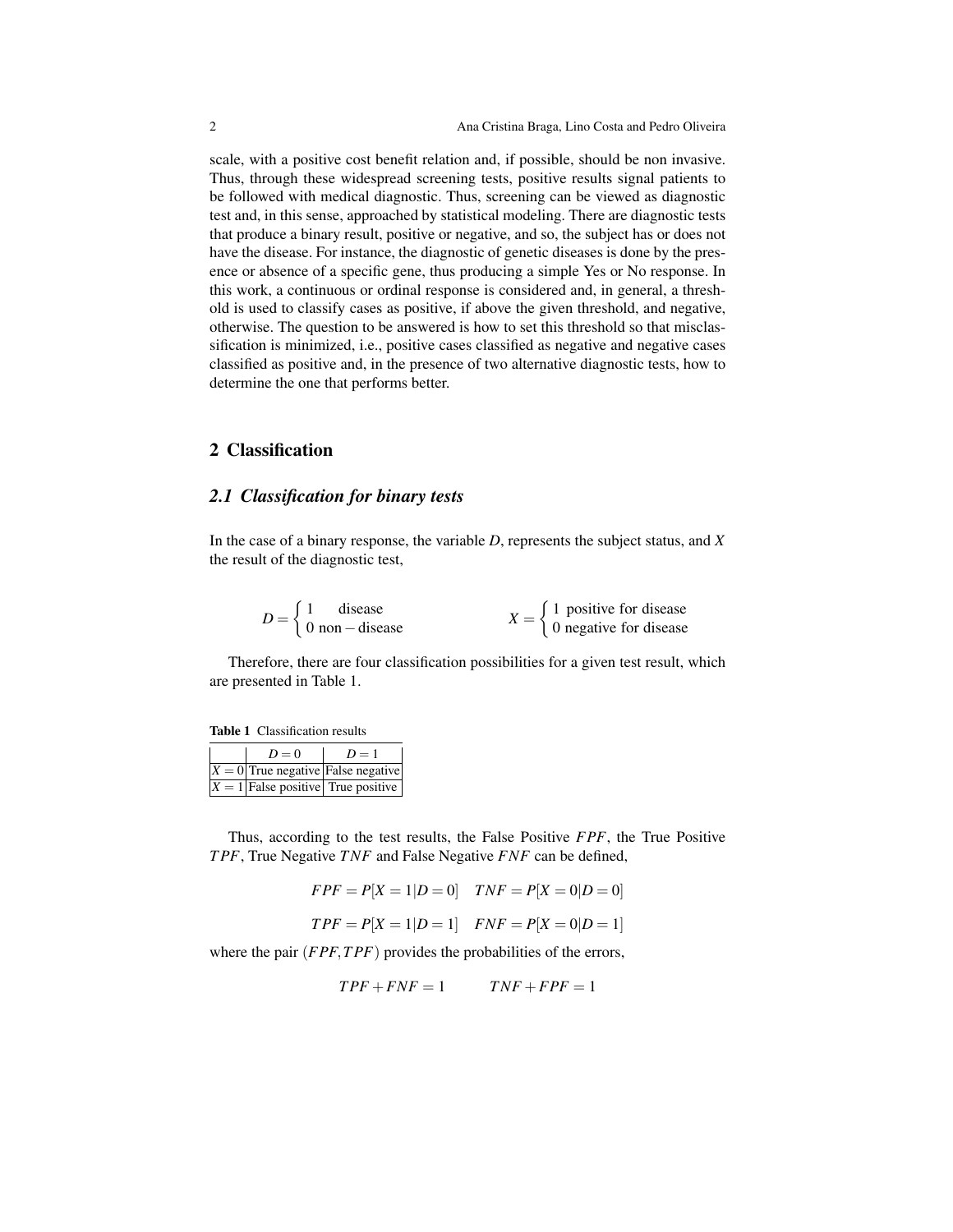scale, with a positive cost benefit relation and, if possible, should be non invasive. Thus, through these widespread screening tests, positive results signal patients to be followed with medical diagnostic. Thus, screening can be viewed as diagnostic test and, in this sense, approached by statistical modeling. There are diagnostic tests that produce a binary result, positive or negative, and so, the subject has or does not have the disease. For instance, the diagnostic of genetic diseases is done by the presence or absence of a specific gene, thus producing a simple Yes or No response. In this work, a continuous or ordinal response is considered and, in general, a threshold is used to classify cases as positive, if above the given threshold, and negative, otherwise. The question to be answered is how to set this threshold so that misclassification is minimized, i.e., positive cases classified as negative and negative cases classified as positive and, in the presence of two alternative diagnostic tests, how to determine the one that performs better.

## 2 Classification

### 2.1 Classification for binary tests

In the case of a binary response, the variable $D$, represents the subject status, and $X$ the result of the diagnostic test,

$$D = \begin{cases} 1 & \text{disease} \\ 0 & \text{non-disease} \end{cases} \qquad\qquad X = \begin{cases} 1 & \text{positive for disease} \\ 0 & \text{negative for disease} \end{cases}$$

Therefore, there are four classification possibilities for a given test result, which are presented in Table 1.

**Table 1** Classification results

| | $D = 0$ | $D = 1$ |
|---|---|---|
| $X = 0$ | True negative | False negative |
| $X = 1$ | False positive | True positive |

Thus, according to the test results, the False Positive $FPF$, the True Positive $TPF$, True Negative $TNF$ and False Negative $FNF$ can be defined,

$$FPF = P[X = 1|D = 0] \quad TNF = P[X = 0|D = 0]$$

$$TPF = P[X = 1|D = 1] \quad FNF = P[X = 0|D = 1]$$

where the pair $(FPF, TPF)$ provides the probabilities of the errors,

$$TPF + FNF = 1 \qquad TNF + FPF = 1$$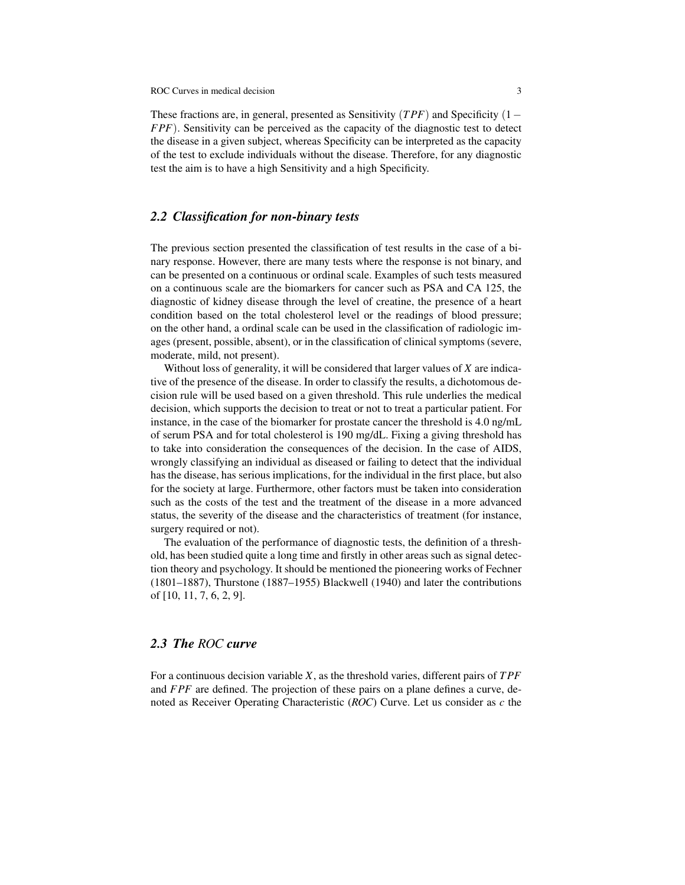These fractions are, in general, presented as Sensitivity ($TPF$) and Specificity ($1 - FPF$). Sensitivity can be perceived as the capacity of the diagnostic test to detect the disease in a given subject, whereas Specificity can be interpreted as the capacity of the test to exclude individuals without the disease. Therefore, for any diagnostic test the aim is to have a high Sensitivity and a high Specificity.

## 2.2 Classification for non-binary tests

The previous section presented the classification of test results in the case of a binary response. However, there are many tests where the response is not binary, and can be presented on a continuous or ordinal scale. Examples of such tests measured on a continuous scale are the biomarkers for cancer such as PSA and CA 125, the diagnostic of kidney disease through the level of creatine, the presence of a heart condition based on the total cholesterol level or the readings of blood pressure; on the other hand, a ordinal scale can be used in the classification of radiologic images (present, possible, absent), or in the classification of clinical symptoms (severe, moderate, mild, not present).

Without loss of generality, it will be considered that larger values of $X$ are indicative of the presence of the disease. In order to classify the results, a dichotomous decision rule will be used based on a given threshold. This rule underlies the medical decision, which supports the decision to treat or not to treat a particular patient. For instance, in the case of the biomarker for prostate cancer the threshold is 4.0 ng/mL of serum PSA and for total cholesterol is 190 mg/dL. Fixing a giving threshold has to take into consideration the consequences of the decision. In the case of AIDS, wrongly classifying an individual as diseased or failing to detect that the individual has the disease, has serious implications, for the individual in the first place, but also for the society at large. Furthermore, other factors must be taken into consideration such as the costs of the test and the treatment of the disease in a more advanced status, the severity of the disease and the characteristics of treatment (for instance, surgery required or not).

The evaluation of the performance of diagnostic tests, the definition of a threshold, has been studied quite a long time and firstly in other areas such as signal detection theory and psychology. It should be mentioned the pioneering works of Fechner (1801–1887), Thurstone (1887–1955) Blackwell (1940) and later the contributions of [10, 11, 7, 6, 2, 9].

## 2.3 The *ROC* curve

For a continuous decision variable $X$, as the threshold varies, different pairs of $TPF$ and $FPF$ are defined. The projection of these pairs on a plane defines a curve, denoted as Receiver Operating Characteristic (*ROC*) Curve. Let us consider as $c$ the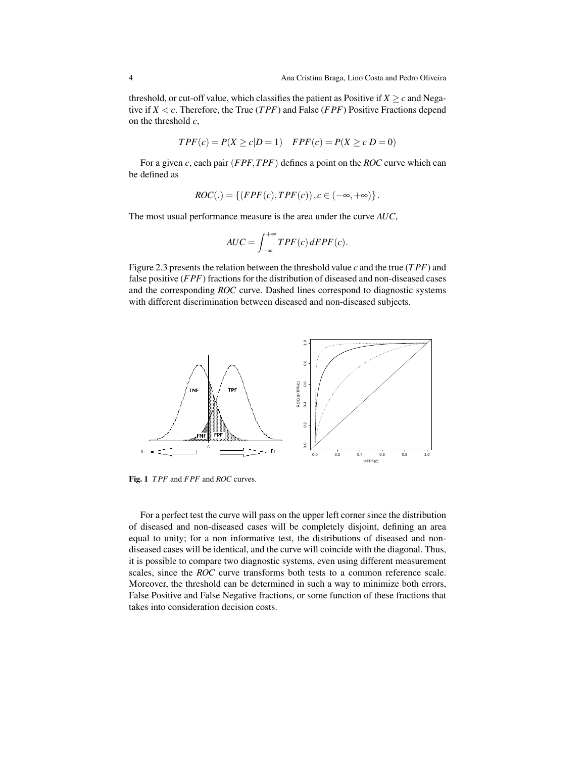threshold, or cut-off value, which classifies the patient as Positive if $X \geq c$ and Negative if $X < c$. Therefore, the True ($TPF$) and False ($FPF$) Positive Fractions depend on the threshold $c$,

$$TPF(c) = P(X \geq c|D = 1) \quad FPF(c) = P(X \geq c|D = 0)$$

For a given $c$, each pair $(FPF, TPF)$ defines a point on the *ROC* curve which can be defined as

$$ROC(.) = \{(FPF(c), TPF(c)), c \in (-\infty, +\infty)\}.$$

The most usual performance measure is the area under the curve *AUC*,

$$AUC = \int_{-\infty}^{+\infty} TPF(c)\, dFPF(c).$$

Figure 2.3 presents the relation between the threshold value $c$ and the true ($TPF$) and false positive ($FPF$) fractions for the distribution of diseased and non-diseased cases and the corresponding *ROC* curve. Dashed lines correspond to diagnostic systems with different discrimination between diseased and non-diseased subjects.

**Fig. 1** $TPF$ and $FPF$ and *ROC* curves.

For a perfect test the curve will pass on the upper left corner since the distribution of diseased and non-diseased cases will be completely disjoint, defining an area equal to unity; for a non informative test, the distributions of diseased and non-diseased cases will be identical, and the curve will coincide with the diagonal. Thus, it is possible to compare two diagnostic systems, even using different measurement scales, since the *ROC* curve transforms both tests to a common reference scale. Moreover, the threshold can be determined in such a way to minimize both errors, False Positive and False Negative fractions, or some function of these fractions that takes into consideration decision costs.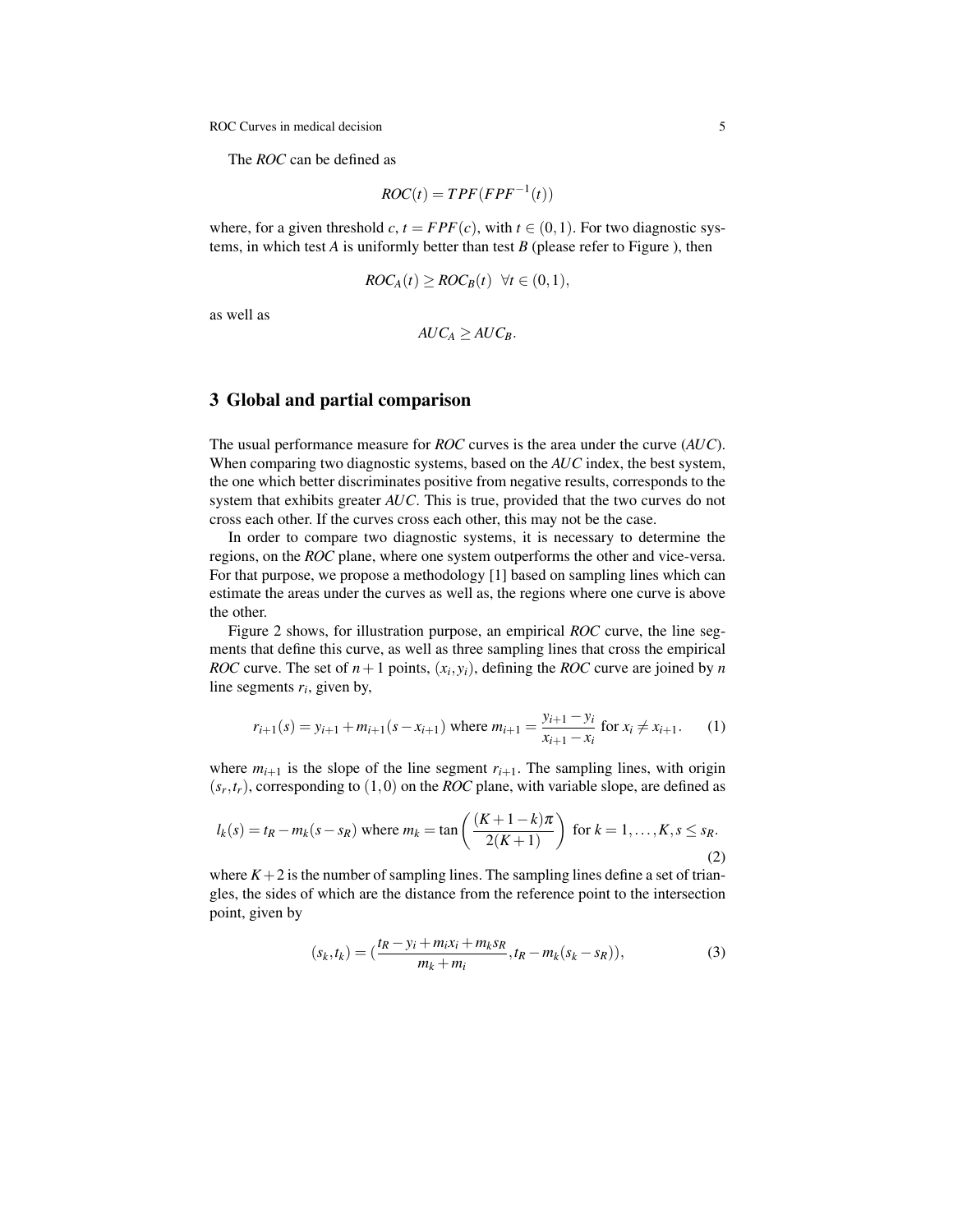The *ROC* can be defined as

$$ROC(t) = TPF(FPF^{-1}(t))$$

where, for a given threshold $c$, $t = FPF(c)$, with $t \in (0,1)$. For two diagnostic systems, in which test $A$ is uniformly better than test $B$ (please refer to Figure ), then

$$ROC_A(t) \geq ROC_B(t) \;\; \forall t \in (0,1),$$

as well as

$$AUC_A \geq AUC_B.$$

## 3 Global and partial comparison

The usual performance measure for *ROC* curves is the area under the curve (*AUC*). When comparing two diagnostic systems, based on the *AUC* index, the best system, the one which better discriminates positive from negative results, corresponds to the system that exhibits greater *AUC*. This is true, provided that the two curves do not cross each other. If the curves cross each other, this may not be the case.

In order to compare two diagnostic systems, it is necessary to determine the regions, on the *ROC* plane, where one system outperforms the other and vice-versa. For that purpose, we propose a methodology [1] based on sampling lines which can estimate the areas under the curves as well as, the regions where one curve is above the other.

Figure 2 shows, for illustration purpose, an empirical *ROC* curve, the line segments that define this curve, as well as three sampling lines that cross the empirical *ROC* curve. The set of $n+1$ points, $(x_i, y_i)$, defining the *ROC* curve are joined by $n$ line segments $r_i$, given by,

$$r_{i+1}(s) = y_{i+1} + m_{i+1}(s - x_{i+1}) \text{ where } m_{i+1} = \frac{y_{i+1} - y_i}{x_{i+1} - x_i} \text{ for } x_i \neq x_{i+1}. \tag{1}$$

where $m_{i+1}$ is the slope of the line segment $r_{i+1}$. The sampling lines, with origin $(s_r, t_r)$, corresponding to $(1,0)$ on the *ROC* plane, with variable slope, are defined as

$$l_k(s) = t_R - m_k(s - s_R) \text{ where } m_k = \tan\left(\frac{(K+1-k)\pi}{2(K+1)}\right) \text{ for } k = 1, \ldots, K, s \leq s_R. \tag{2}$$

where $K+2$ is the number of sampling lines. The sampling lines define a set of triangles, the sides of which are the distance from the reference point to the intersection point, given by

$$(s_k, t_k) = \left(\frac{t_R - y_i + m_i x_i + m_k s_R}{m_k + m_i}, t_R - m_k(s_k - s_R)\right), \tag{3}$$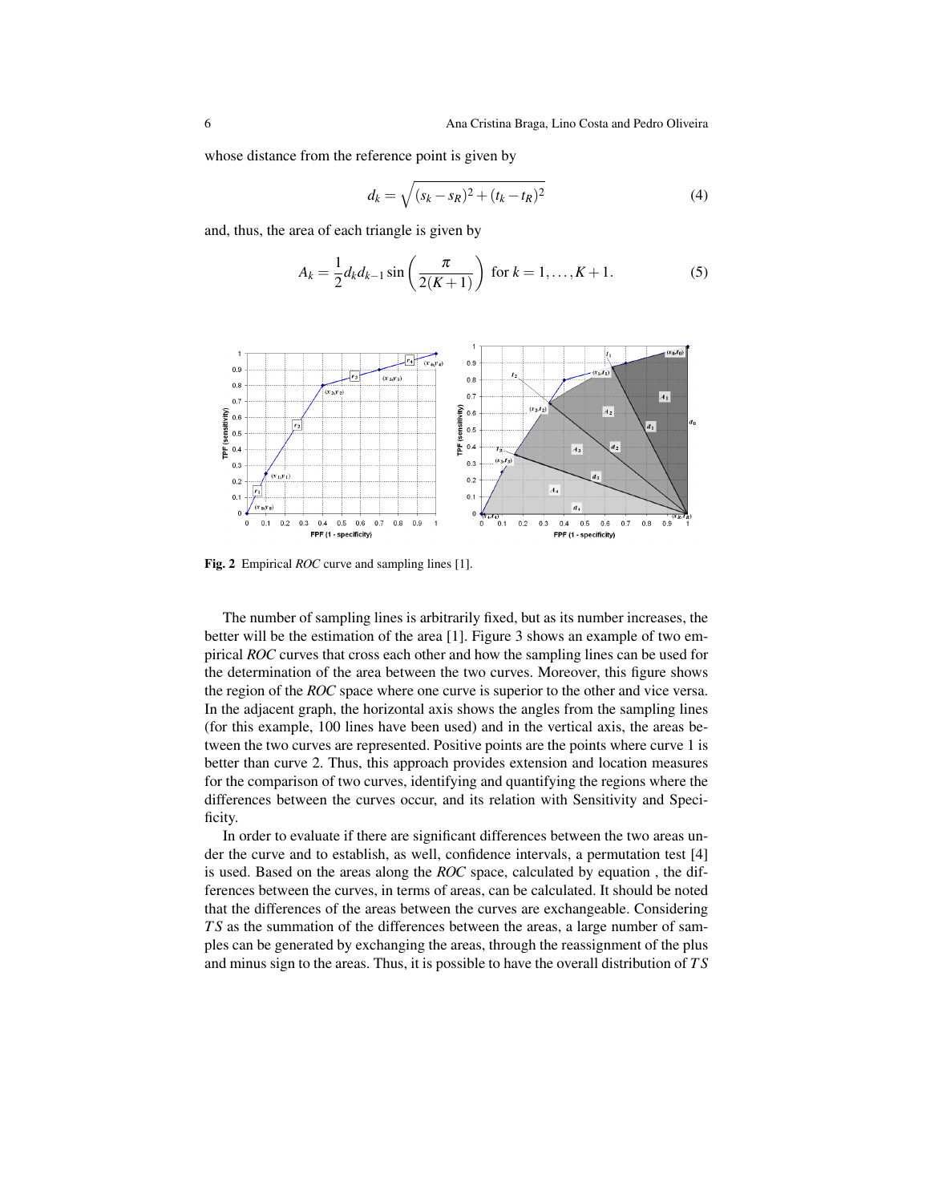whose distance from the reference point is given by

$$d_k = \sqrt{(s_k - s_R)^2 + (t_k - t_R)^2} \tag{4}$$

and, thus, the area of each triangle is given by

$$A_k = \frac{1}{2} d_k d_{k-1} \sin\left(\frac{\pi}{2(K+1)}\right) \text{ for } k = 1, \ldots, K+1. \tag{5}$$

**Fig. 2** Empirical *ROC* curve and sampling lines [1].

The number of sampling lines is arbitrarily fixed, but as its number increases, the better will be the estimation of the area [1]. Figure 3 shows an example of two empirical *ROC* curves that cross each other and how the sampling lines can be used for the determination of the area between the two curves. Moreover, this figure shows the region of the *ROC* space where one curve is superior to the other and vice versa. In the adjacent graph, the horizontal axis shows the angles from the sampling lines (for this example, 100 lines have been used) and in the vertical axis, the areas between the two curves are represented. Positive points are the points where curve 1 is better than curve 2. Thus, this approach provides extension and location measures for the comparison of two curves, identifying and quantifying the regions where the differences between the curves occur, and its relation with Sensitivity and Specificity.

In order to evaluate if there are significant differences between the two areas under the curve and to establish, as well, confidence intervals, a permutation test [4] is used. Based on the areas along the *ROC* space, calculated by equation , the differences between the curves, in terms of areas, can be calculated. It should be noted that the differences of the areas between the curves are exchangeable. Considering $TS$ as the summation of the differences between the areas, a large number of samples can be generated by exchanging the areas, through the reassignment of the plus and minus sign to the areas. Thus, it is possible to have the overall distribution of $TS$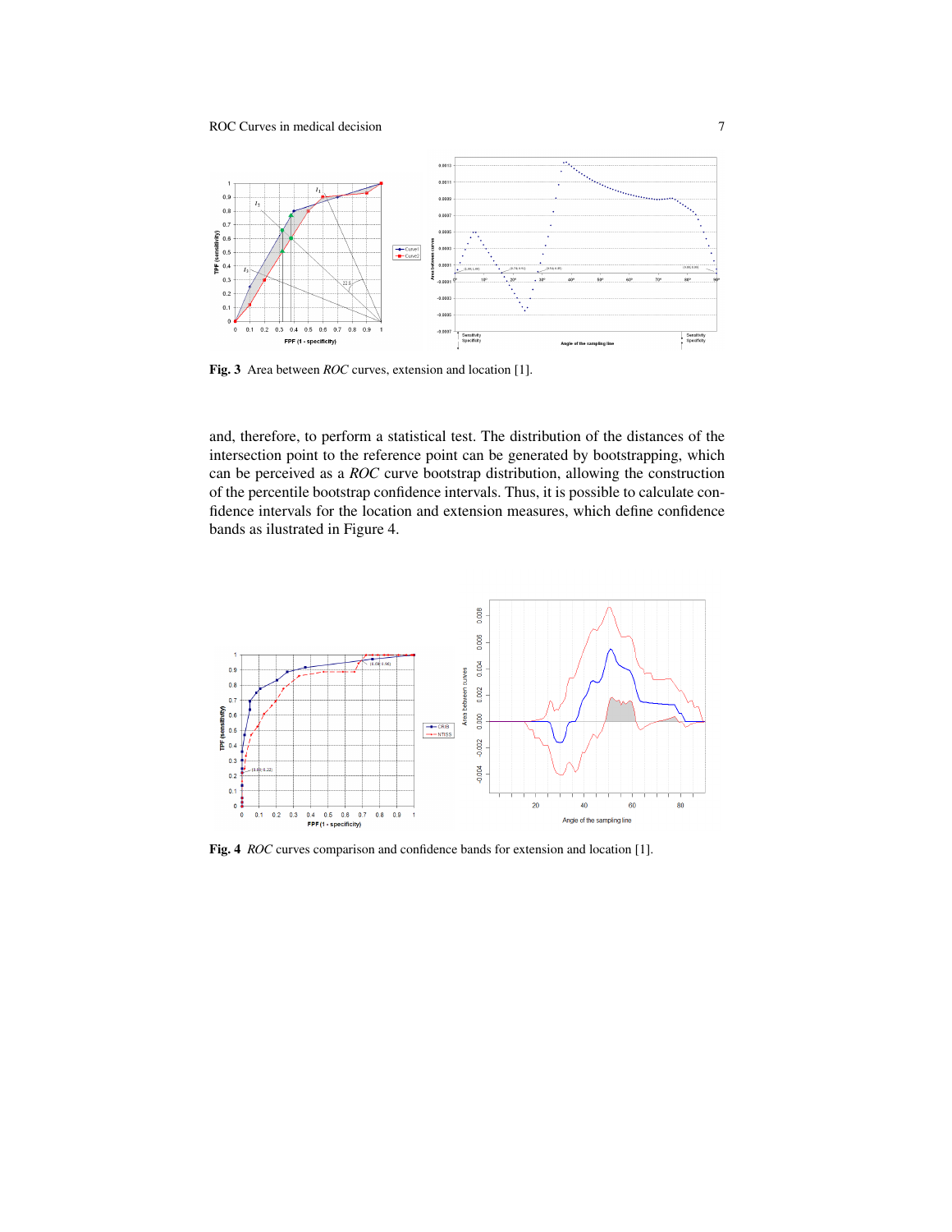**Fig. 3** Area between *ROC* curves, extension and location [1].

and, therefore, to perform a statistical test. The distribution of the distances of the intersection point to the reference point can be generated by bootstrapping, which can be perceived as a *ROC* curve bootstrap distribution, allowing the construction of the percentile bootstrap confidence intervals. Thus, it is possible to calculate confidence intervals for the location and extension measures, which define confidence bands as ilustrated in Figure 4.

**Fig. 4** *ROC* curves comparison and confidence bands for extension and location [1].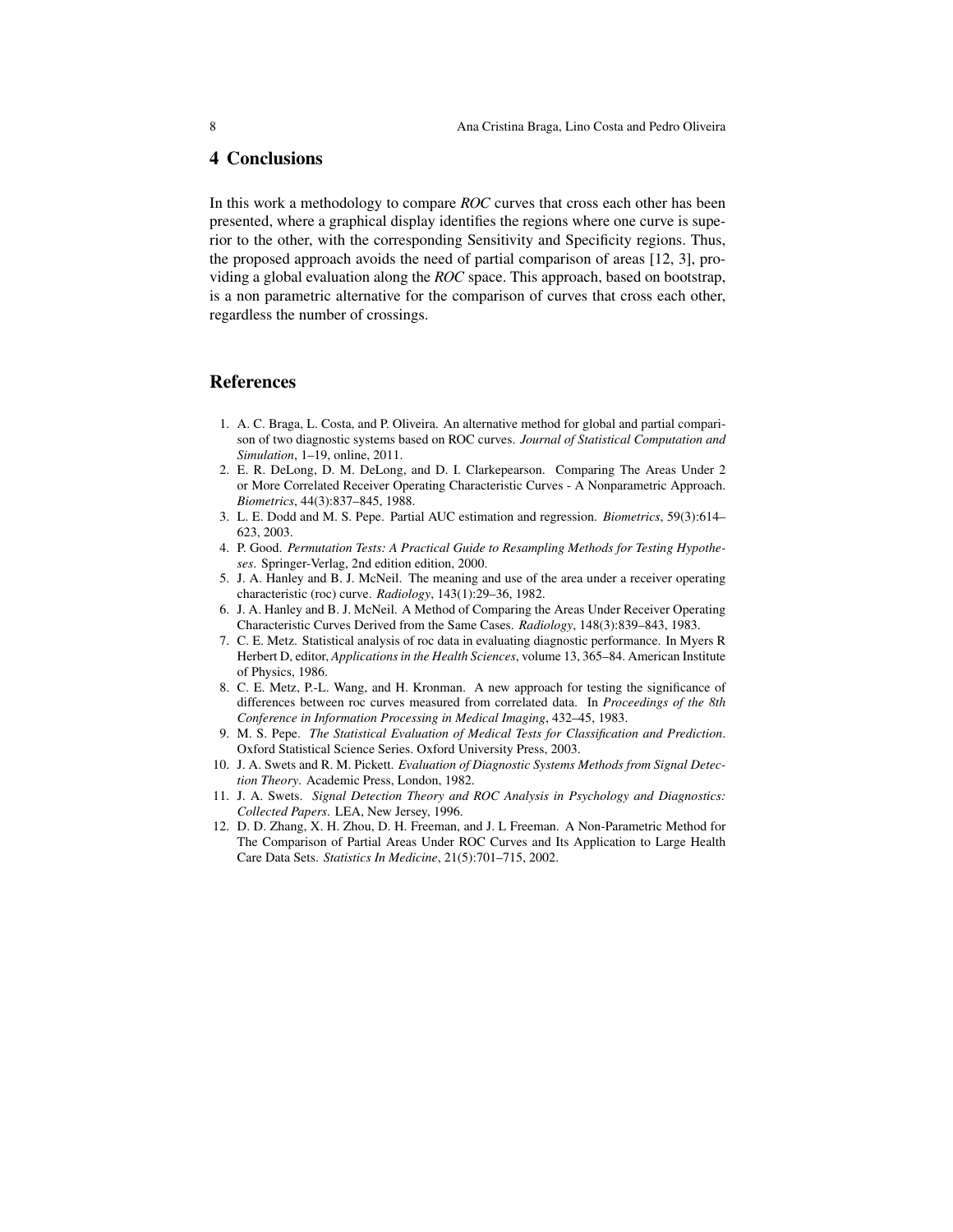## 4 Conclusions

In this work a methodology to compare *ROC* curves that cross each other has been presented, where a graphical display identifies the regions where one curve is superior to the other, with the corresponding Sensitivity and Specificity regions. Thus, the proposed approach avoids the need of partial comparison of areas [12, 3], providing a global evaluation along the *ROC* space. This approach, based on bootstrap, is a non parametric alternative for the comparison of curves that cross each other, regardless the number of crossings.

## References

1. A. C. Braga, L. Costa, and P. Oliveira. An alternative method for global and partial comparison of two diagnostic systems based on ROC curves. *Journal of Statistical Computation and Simulation*, 1–19, online, 2011.
2. E. R. DeLong, D. M. DeLong, and D. I. Clarkepearson. Comparing The Areas Under 2 or More Correlated Receiver Operating Characteristic Curves - A Nonparametric Approach. *Biometrics*, 44(3):837–845, 1988.
3. L. E. Dodd and M. S. Pepe. Partial AUC estimation and regression. *Biometrics*, 59(3):614–623, 2003.
4. P. Good. *Permutation Tests: A Practical Guide to Resampling Methods for Testing Hypotheses*. Springer-Verlag, 2nd edition edition, 2000.
5. J. A. Hanley and B. J. McNeil. The meaning and use of the area under a receiver operating characteristic (roc) curve. *Radiology*, 143(1):29–36, 1982.
6. J. A. Hanley and B. J. McNeil. A Method of Comparing the Areas Under Receiver Operating Characteristic Curves Derived from the Same Cases. *Radiology*, 148(3):839–843, 1983.
7. C. E. Metz. Statistical analysis of roc data in evaluating diagnostic performance. In Myers R Herbert D, editor, *Applications in the Health Sciences*, volume 13, 365–84. American Institute of Physics, 1986.
8. C. E. Metz, P.-L. Wang, and H. Kronman. A new approach for testing the significance of differences between roc curves measured from correlated data. In *Proceedings of the 8th Conference in Information Processing in Medical Imaging*, 432–45, 1983.
9. M. S. Pepe. *The Statistical Evaluation of Medical Tests for Classification and Prediction*. Oxford Statistical Science Series. Oxford University Press, 2003.
10. J. A. Swets and R. M. Pickett. *Evaluation of Diagnostic Systems Methods from Signal Detection Theory*. Academic Press, London, 1982.
11. J. A. Swets. *Signal Detection Theory and ROC Analysis in Psychology and Diagnostics: Collected Papers*. LEA, New Jersey, 1996.
12. D. D. Zhang, X. H. Zhou, D. H. Freeman, and J. L Freeman. A Non-Parametric Method for The Comparison of Partial Areas Under ROC Curves and Its Application to Large Health Care Data Sets. *Statistics In Medicine*, 21(5):701–715, 2002.